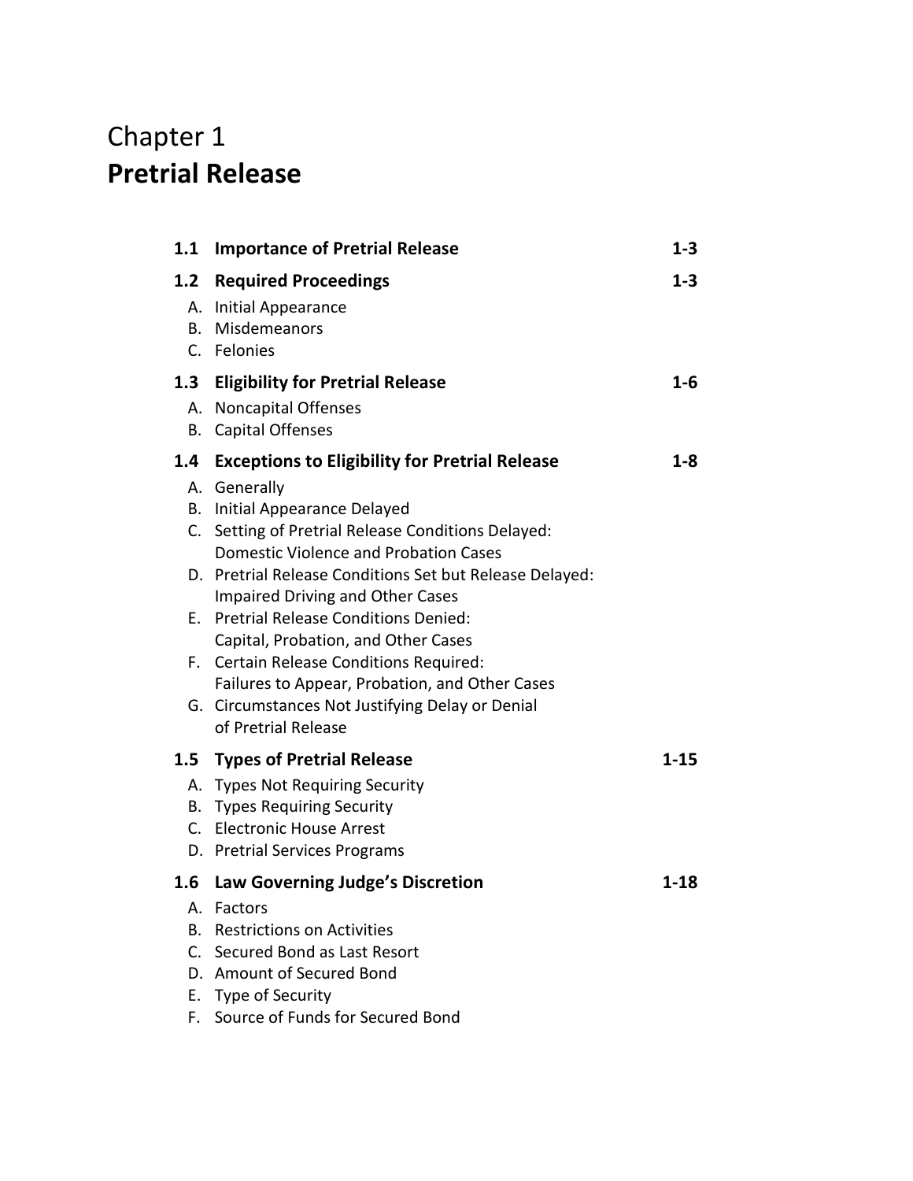# Chapter 1
# **Pretrial Release**

| | | |
|---|---|---|
| **1.1** | **Importance of Pretrial Release** | **1-3** |
| **1.2** | **Required Proceedings** | **1-3** |
| | A. Initial Appearance<br>B. Misdemeanors<br>C. Felonies | |
| **1.3** | **Eligibility for Pretrial Release** | **1-6** |
| | A. Noncapital Offenses<br>B. Capital Offenses | |
| **1.4** | **Exceptions to Eligibility for Pretrial Release** | **1-8** |
| | A. Generally<br>B. Initial Appearance Delayed<br>C. Setting of Pretrial Release Conditions Delayed: Domestic Violence and Probation Cases<br>D. Pretrial Release Conditions Set but Release Delayed: Impaired Driving and Other Cases<br>E. Pretrial Release Conditions Denied: Capital, Probation, and Other Cases<br>F. Certain Release Conditions Required: Failures to Appear, Probation, and Other Cases<br>G. Circumstances Not Justifying Delay or Denial of Pretrial Release | |
| **1.5** | **Types of Pretrial Release** | **1-15** |
| | A. Types Not Requiring Security<br>B. Types Requiring Security<br>C. Electronic House Arrest<br>D. Pretrial Services Programs | |
| **1.6** | **Law Governing Judge's Discretion** | **1-18** |
| | A. Factors<br>B. Restrictions on Activities<br>C. Secured Bond as Last Resort<br>D. Amount of Secured Bond<br>E. Type of Security<br>F. Source of Funds for Secured Bond | |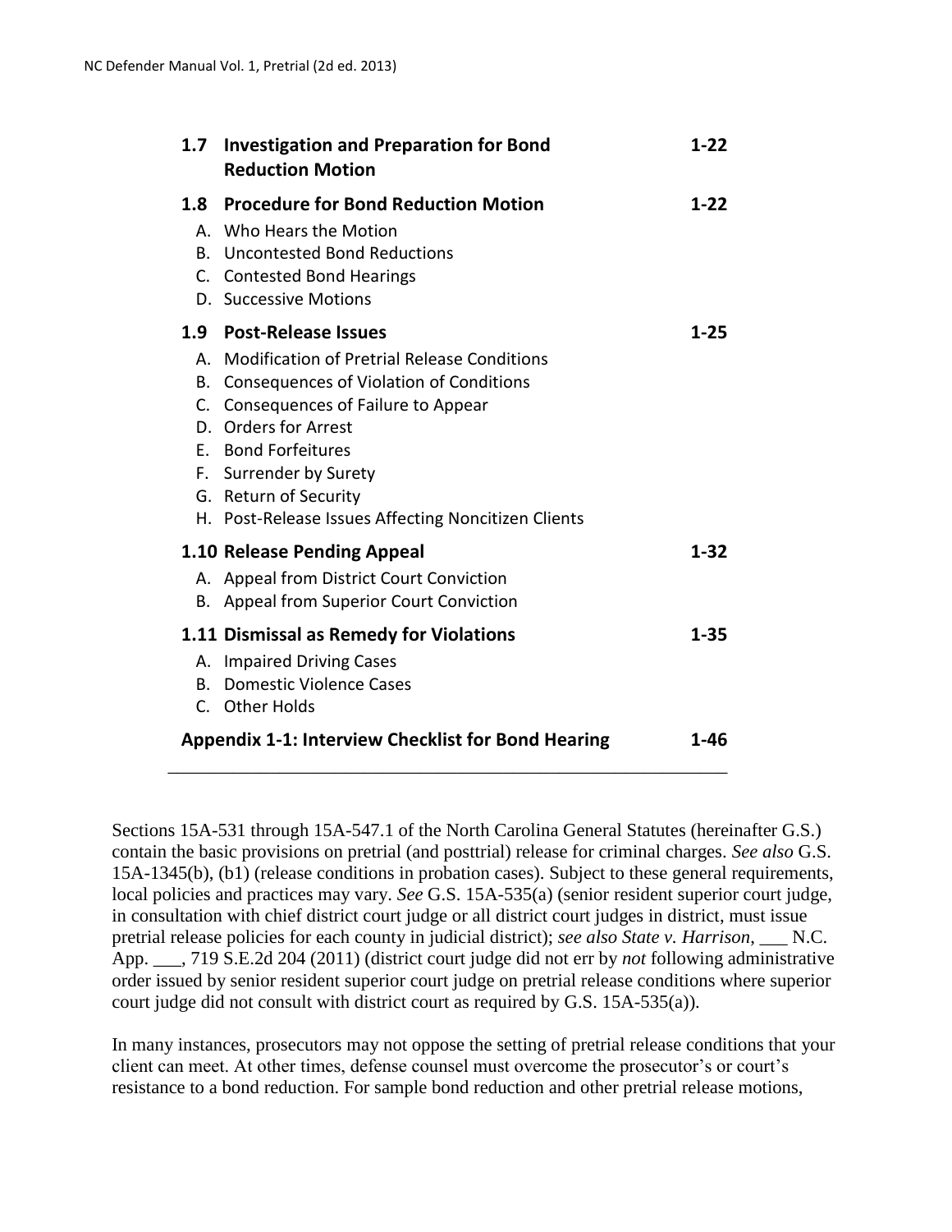| | | |
|---|---|---|
| **1.7** | **Investigation and Preparation for Bond Reduction Motion** | **1-22** |
| **1.8** | **Procedure for Bond Reduction Motion** | **1-22** |
| | A. Who Hears the Motion<br>B. Uncontested Bond Reductions<br>C. Contested Bond Hearings<br>D. Successive Motions | |
| **1.9** | **Post-Release Issues** | **1-25** |
| | A. Modification of Pretrial Release Conditions<br>B. Consequences of Violation of Conditions<br>C. Consequences of Failure to Appear<br>D. Orders for Arrest<br>E. Bond Forfeitures<br>F. Surrender by Surety<br>G. Return of Security<br>H. Post-Release Issues Affecting Noncitizen Clients | |
| **1.10** | **Release Pending Appeal** | **1-32** |
| | A. Appeal from District Court Conviction<br>B. Appeal from Superior Court Conviction | |
| **1.11** | **Dismissal as Remedy for Violations** | **1-35** |
| | A. Impaired Driving Cases<br>B. Domestic Violence Cases<br>C. Other Holds | |
| | **Appendix 1-1: Interview Checklist for Bond Hearing** | **1-46** |

---

Sections 15A-531 through 15A-547.1 of the North Carolina General Statutes (hereinafter G.S.) contain the basic provisions on pretrial (and posttrial) release for criminal charges. *See also* G.S. 15A-1345(b), (b1) (release conditions in probation cases). Subject to these general requirements, local policies and practices may vary. *See* G.S. 15A-535(a) (senior resident superior court judge, in consultation with chief district court judge or all district court judges in district, must issue pretrial release policies for each county in judicial district); *see also State v. Harrison*, ___ N.C. App. ___, 719 S.E.2d 204 (2011) (district court judge did not err by *not* following administrative order issued by senior resident superior court judge on pretrial release conditions where superior court judge did not consult with district court as required by G.S. 15A-535(a)).

In many instances, prosecutors may not oppose the setting of pretrial release conditions that your client can meet. At other times, defense counsel must overcome the prosecutor's or court's resistance to a bond reduction. For sample bond reduction and other pretrial release motions,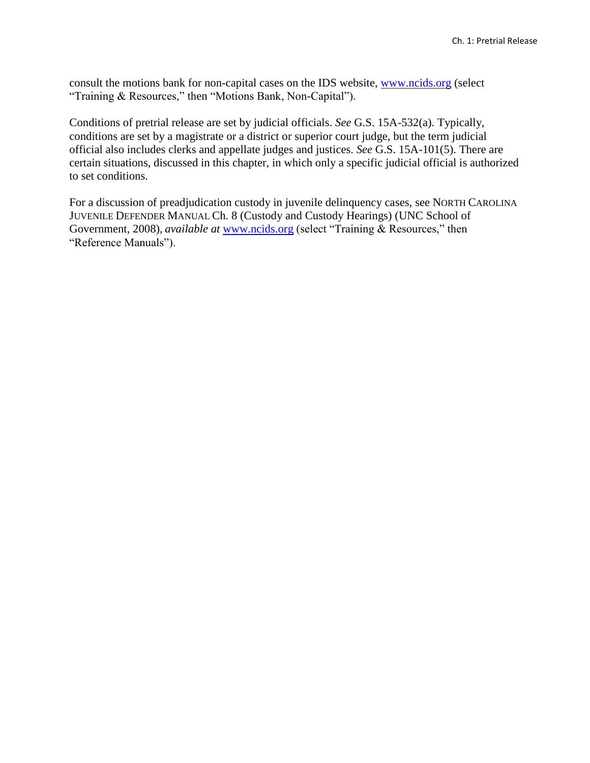consult the motions bank for non-capital cases on the IDS website, [www.ncids.org](http://www.ncids.org) (select "Training & Resources," then "Motions Bank, Non-Capital").

Conditions of pretrial release are set by judicial officials. *See* G.S. 15A-532(a). Typically, conditions are set by a magistrate or a district or superior court judge, but the term judicial official also includes clerks and appellate judges and justices. *See* G.S. 15A-101(5). There are certain situations, discussed in this chapter, in which only a specific judicial official is authorized to set conditions.

For a discussion of preadjudication custody in juvenile delinquency cases, see NORTH CAROLINA JUVENILE DEFENDER MANUAL Ch. 8 (Custody and Custody Hearings) (UNC School of Government, 2008), *available at* [www.ncids.org](http://www.ncids.org) (select "Training & Resources," then "Reference Manuals").